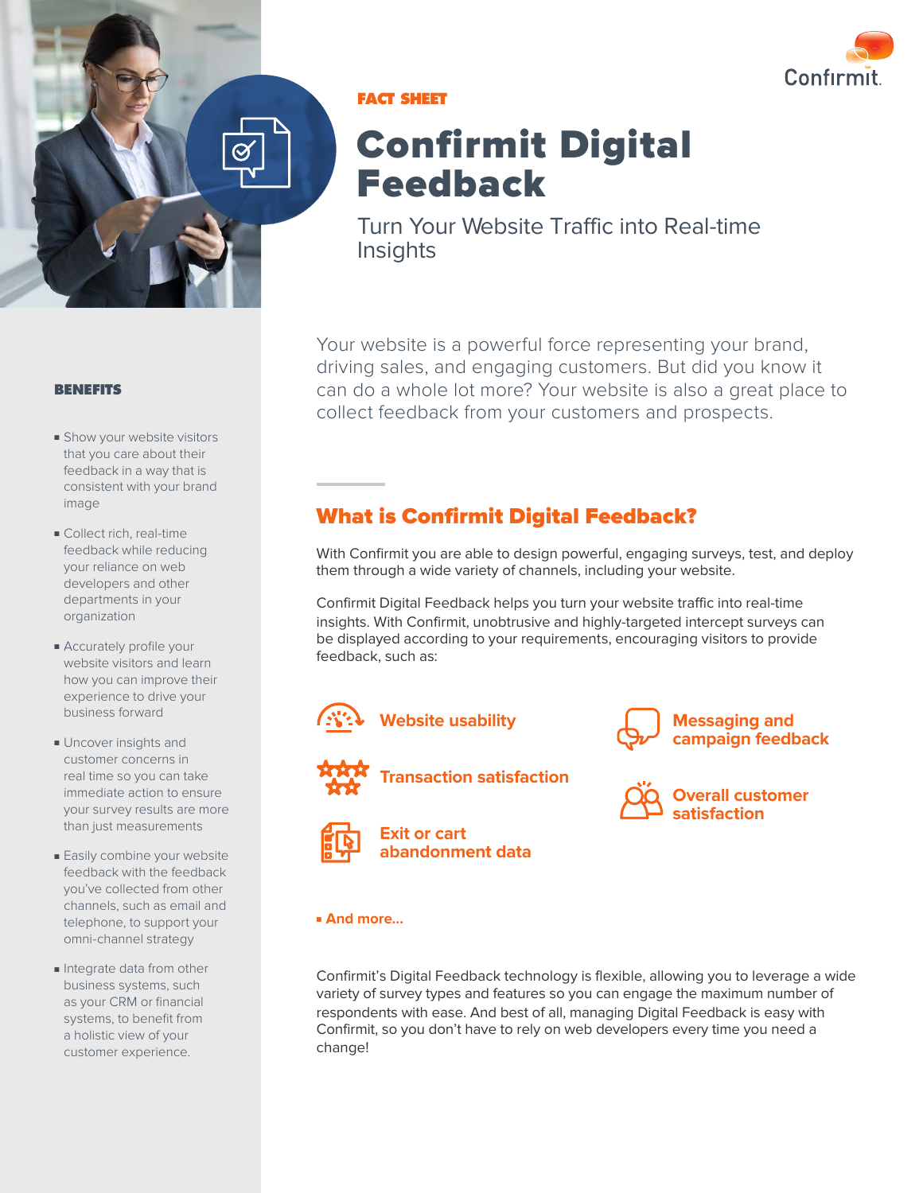FACT SHEET

# Confirmit Digital Feedback

Turn Your Website Traffic into Real-time Insights

Your website is a powerful force representing your brand, driving sales, and engaging customers. But did you know it can do a whole lot more? Your website is also a great place to collect feedback from your customers and prospects.

## What is Confirmit Digital Feedback?

With Confirmit you are able to design powerful, engaging surveys, test, and deploy them through a wide variety of channels, including your website.

Confirmit Digital Feedback helps you turn your website traffic into real-time insights. With Confirmit, unobtrusive and highly-targeted intercept surveys can be displayed according to your requirements, encouraging visitors to provide feedback, such as:

- **Website usability**
- **Transaction satisfaction**
- **Exit or cart abandonment data**
- **Messaging and campaign feedback**
- **Overall customer satisfaction**
- **And more...**

Confirmit's Digital Feedback technology is flexible, allowing you to leverage a wide variety of survey types and features so you can engage the maximum number of respondents with ease. And best of all, managing Digital Feedback is easy with Confirmit, so you don't have to rely on web developers every time you need a change!

### BENEFITS

- Show your website visitors that you care about their feedback in a way that is consistent with your brand image
- Collect rich, real-time feedback while reducing your reliance on web developers and other departments in your organization
- Accurately profile your website visitors and learn how you can improve their experience to drive your business forward
- Uncover insights and customer concerns in real time so you can take immediate action to ensure your survey results are more than just measurements
- Easily combine your website feedback with the feedback you've collected from other channels, such as email and telephone, to support your omni-channel strategy
- Integrate data from other business systems, such as your CRM or financial systems, to benefit from a holistic view of your customer experience.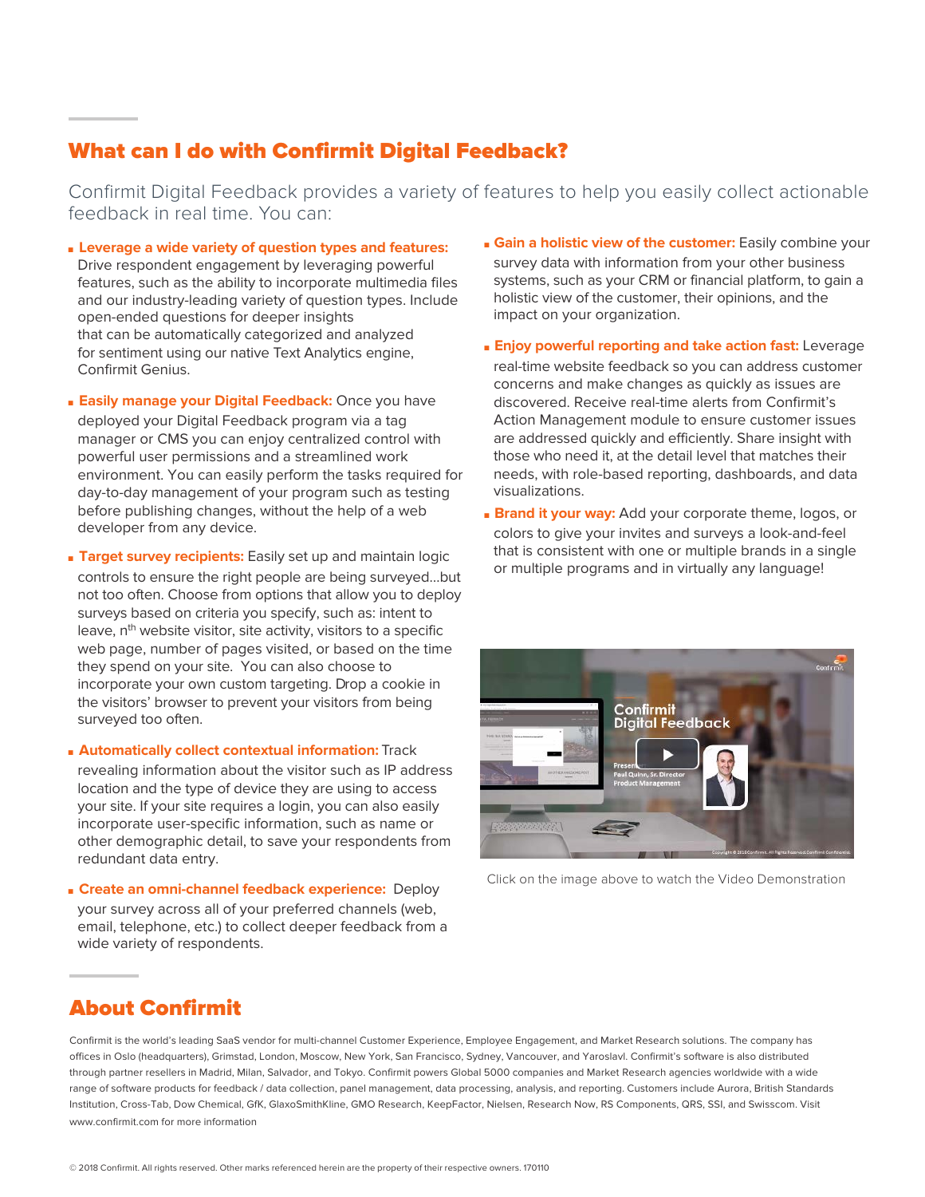## What can I do with Confirmit Digital Feedback?

Confirmit Digital Feedback provides a variety of features to help you easily collect actionable feedback in real time. You can:

- **Leverage a wide variety of question types and features:** Drive respondent engagement by leveraging powerful features, such as the ability to incorporate multimedia files and our industry-leading variety of question types. Include open-ended questions for deeper insights that can be automatically categorized and analyzed for sentiment using our native Text Analytics engine, Confirmit Genius.
- **Easily manage your Digital Feedback:** Once you have deployed your Digital Feedback program via a tag manager or CMS you can enjoy centralized control with powerful user permissions and a streamlined work environment. You can easily perform the tasks required for day-to-day management of your program such as testing before publishing changes, without the help of a web developer from any device.
- **Target survey recipients:** Easily set up and maintain logic controls to ensure the right people are being surveyed...but not too often. Choose from options that allow you to deploy surveys based on criteria you specify, such as: intent to leave, n$^{th}$ website visitor, site activity, visitors to a specific web page, number of pages visited, or based on the time they spend on your site. You can also choose to incorporate your own custom targeting. Drop a cookie in the visitors' browser to prevent your visitors from being surveyed too often.
- **Automatically collect contextual information:** Track revealing information about the visitor such as IP address location and the type of device they are using to access your site. If your site requires a login, you can also easily incorporate user-specific information, such as name or other demographic detail, to save your respondents from redundant data entry.
- **Create an omni-channel feedback experience:** Deploy your survey across all of your preferred channels (web, email, telephone, etc.) to collect deeper feedback from a wide variety of respondents.
- **Gain a holistic view of the customer:** Easily combine your survey data with information from your other business systems, such as your CRM or financial platform, to gain a holistic view of the customer, their opinions, and the impact on your organization.
- **Enjoy powerful reporting and take action fast:** Leverage real-time website feedback so you can address customer concerns and make changes as quickly as issues are discovered. Receive real-time alerts from Confirmit's Action Management module to ensure customer issues are addressed quickly and efficiently. Share insight with those who need it, at the detail level that matches their needs, with role-based reporting, dashboards, and data visualizations.
- **Brand it your way:** Add your corporate theme, logos, or colors to give your invites and surveys a look-and-feel that is consistent with one or multiple brands in a single or multiple programs and in virtually any language!

Click on the image above to watch the Video Demonstration

## About Confirmit

Confirmit is the world's leading SaaS vendor for multi-channel Customer Experience, Employee Engagement, and Market Research solutions. The company has offices in Oslo (headquarters), Grimstad, London, Moscow, New York, San Francisco, Sydney, Vancouver, and Yaroslavl. Confirmit's software is also distributed through partner resellers in Madrid, Milan, Salvador, and Tokyo. Confirmit powers Global 5000 companies and Market Research agencies worldwide with a wide range of software products for feedback / data collection, panel management, data processing, analysis, and reporting. Customers include Aurora, British Standards Institution, Cross-Tab, Dow Chemical, GfK, GlaxoSmithKline, GMO Research, KeepFactor, Nielsen, Research Now, RS Components, QRS, SSI, and Swisscom. Visit www.confirmit.com for more information

© 2018 Confirmit. All rights reserved. Other marks referenced herein are the property of their respective owners. 170110